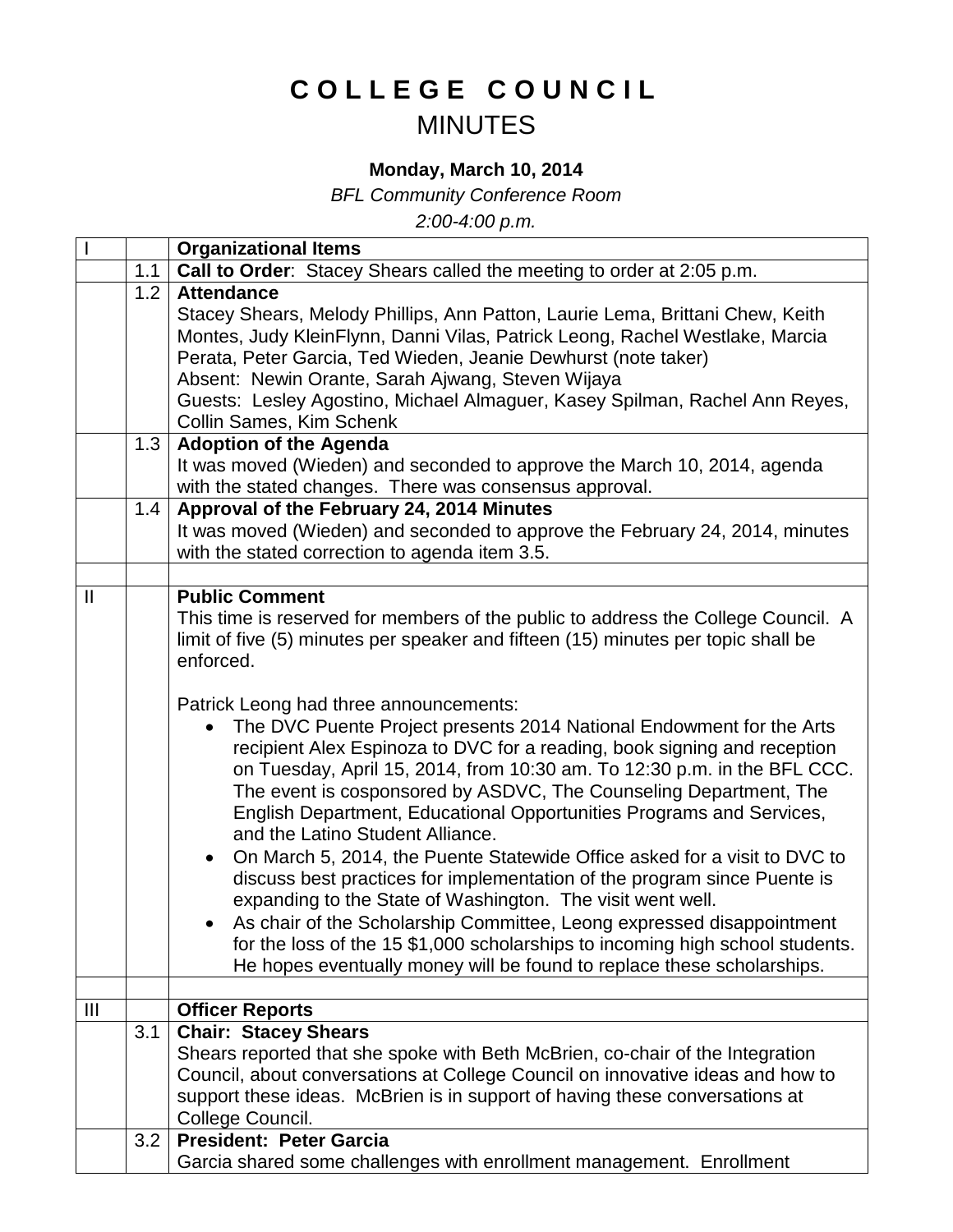# COLLEGE COUNCIL
## MINUTES

**Monday, March 10, 2014**

*BFL Community Conference Room*

*2:00-4:00 p.m.*

| | | |
|---|---|---|
| I | | **Organizational Items** |
| | 1.1 | **Call to Order**: Stacey Shears called the meeting to order at 2:05 p.m. |
| | 1.2 | **Attendance**<br>Stacey Shears, Melody Phillips, Ann Patton, Laurie Lema, Brittani Chew, Keith Montes, Judy KleinFlynn, Danni Vilas, Patrick Leong, Rachel Westlake, Marcia Perata, Peter Garcia, Ted Wieden, Jeanie Dewhurst (note taker)<br>Absent: Newin Orante, Sarah Ajwang, Steven Wijaya<br>Guests: Lesley Agostino, Michael Almaguer, Kasey Spilman, Rachel Ann Reyes, Collin Sames, Kim Schenk |
| | 1.3 | **Adoption of the Agenda**<br>It was moved (Wieden) and seconded to approve the March 10, 2014, agenda with the stated changes. There was consensus approval. |
| | 1.4 | **Approval of the February 24, 2014 Minutes**<br>It was moved (Wieden) and seconded to approve the February 24, 2014, minutes with the stated correction to agenda item 3.5. |
| | | |
| II | | **Public Comment**<br>This time is reserved for members of the public to address the College Council. A limit of five (5) minutes per speaker and fifteen (15) minutes per topic shall be enforced.<br><br>Patrick Leong had three announcements:<br>• The DVC Puente Project presents 2014 National Endowment for the Arts recipient Alex Espinoza to DVC for a reading, book signing and reception on Tuesday, April 15, 2014, from 10:30 am. To 12:30 p.m. in the BFL CCC. The event is cosponsored by ASDVC, The Counseling Department, The English Department, Educational Opportunities Programs and Services, and the Latino Student Alliance.<br>• On March 5, 2014, the Puente Statewide Office asked for a visit to DVC to discuss best practices for implementation of the program since Puente is expanding to the State of Washington. The visit went well.<br>• As chair of the Scholarship Committee, Leong expressed disappointment for the loss of the 15 $1,000 scholarships to incoming high school students. He hopes eventually money will be found to replace these scholarships. |
| | | |
| III | | **Officer Reports** |
| | 3.1 | **Chair: Stacey Shears**<br>Shears reported that she spoke with Beth McBrien, co-chair of the Integration Council, about conversations at College Council on innovative ideas and how to support these ideas. McBrien is in support of having these conversations at College Council. |
| | 3.2 | **President: Peter Garcia**<br>Garcia shared some challenges with enrollment management. Enrollment |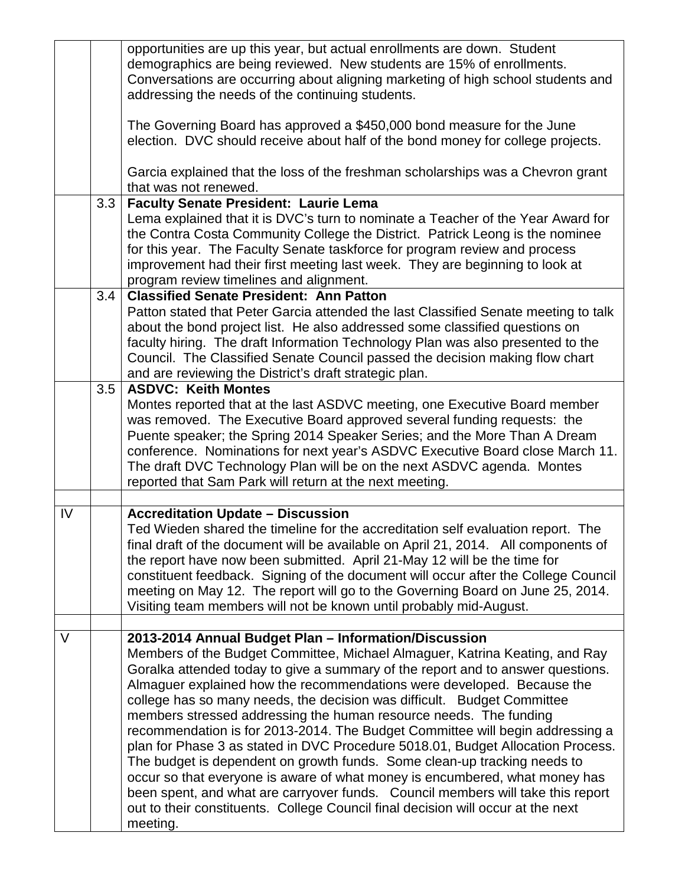| | | |
|---|---|---|
| | | opportunities are up this year, but actual enrollments are down. Student demographics are being reviewed. New students are 15% of enrollments. Conversations are occurring about aligning marketing of high school students and addressing the needs of the continuing students.<br><br>The Governing Board has approved a $450,000 bond measure for the June election. DVC should receive about half of the bond money for college projects.<br><br>Garcia explained that the loss of the freshman scholarships was a Chevron grant that was not renewed. |
| | 3.3 | **Faculty Senate President: Laurie Lema**<br>Lema explained that it is DVC's turn to nominate a Teacher of the Year Award for the Contra Costa Community College the District. Patrick Leong is the nominee for this year. The Faculty Senate taskforce for program review and process improvement had their first meeting last week. They are beginning to look at program review timelines and alignment. |
| | 3.4 | **Classified Senate President: Ann Patton**<br>Patton stated that Peter Garcia attended the last Classified Senate meeting to talk about the bond project list. He also addressed some classified questions on faculty hiring. The draft Information Technology Plan was also presented to the Council. The Classified Senate Council passed the decision making flow chart and are reviewing the District's draft strategic plan. |
| | 3.5 | **ASDVC: Keith Montes**<br>Montes reported that at the last ASDVC meeting, one Executive Board member was removed. The Executive Board approved several funding requests: the Puente speaker; the Spring 2014 Speaker Series; and the More Than A Dream conference. Nominations for next year's ASDVC Executive Board close March 11. The draft DVC Technology Plan will be on the next ASDVC agenda. Montes reported that Sam Park will return at the next meeting. |
| | | |
| IV | | **Accreditation Update – Discussion**<br>Ted Wieden shared the timeline for the accreditation self evaluation report. The final draft of the document will be available on April 21, 2014. All components of the report have now been submitted. April 21-May 12 will be the time for constituent feedback. Signing of the document will occur after the College Council meeting on May 12. The report will go to the Governing Board on June 25, 2014. Visiting team members will not be known until probably mid-August. |
| | | |
| V | | **2013-2014 Annual Budget Plan – Information/Discussion**<br>Members of the Budget Committee, Michael Almaguer, Katrina Keating, and Ray Goralka attended today to give a summary of the report and to answer questions. Almaguer explained how the recommendations were developed. Because the college has so many needs, the decision was difficult. Budget Committee members stressed addressing the human resource needs. The funding recommendation is for 2013-2014. The Budget Committee will begin addressing a plan for Phase 3 as stated in DVC Procedure 5018.01, Budget Allocation Process. The budget is dependent on growth funds. Some clean-up tracking needs to occur so that everyone is aware of what money is encumbered, what money has been spent, and what are carryover funds. Council members will take this report out to their constituents. College Council final decision will occur at the next meeting. |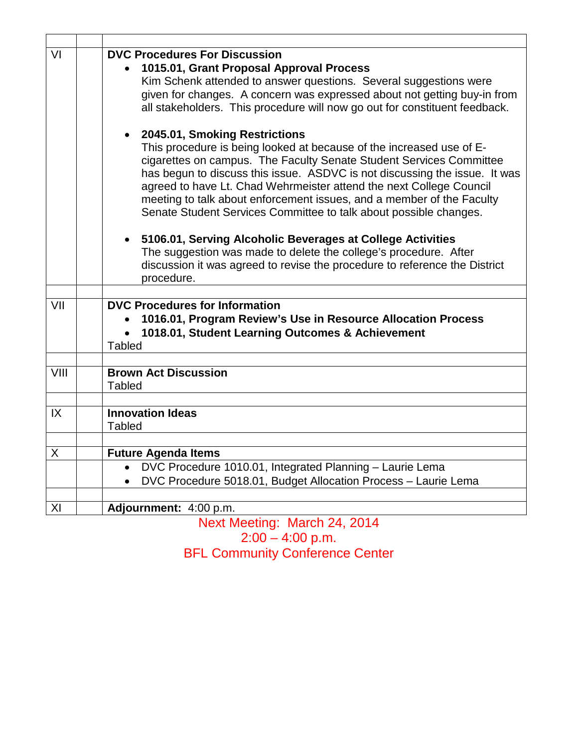| | | |
|---|---|---|
| VI | | **DVC Procedures For Discussion**<br>• **1015.01, Grant Proposal Approval Process**<br>Kim Schenk attended to answer questions. Several suggestions were given for changes. A concern was expressed about not getting buy-in from all stakeholders. This procedure will now go out for constituent feedback.<br><br>• **2045.01, Smoking Restrictions**<br>This procedure is being looked at because of the increased use of E-cigarettes on campus. The Faculty Senate Student Services Committee has begun to discuss this issue. ASDVC is not discussing the issue. It was agreed to have Lt. Chad Wehrmeister attend the next College Council meeting to talk about enforcement issues, and a member of the Faculty Senate Student Services Committee to talk about possible changes.<br><br>• **5106.01, Serving Alcoholic Beverages at College Activities**<br>The suggestion was made to delete the college's procedure. After discussion it was agreed to revise the procedure to reference the District procedure. |
| | | |
| VII | | **DVC Procedures for Information**<br>• **1016.01, Program Review's Use in Resource Allocation Process**<br>• **1018.01, Student Learning Outcomes & Achievement**<br>Tabled |
| | | |
| VIII | | **Brown Act Discussion**<br>Tabled |
| | | |
| IX | | **Innovation Ideas**<br>Tabled |
| | | |
| X | | **Future Agenda Items** |
| | | • DVC Procedure 1010.01, Integrated Planning – Laurie Lema<br>• DVC Procedure 5018.01, Budget Allocation Process – Laurie Lema |
| | | |
| XI | | **Adjournment:** 4:00 p.m. |

Next Meeting: March 24, 2014
2:00 – 4:00 p.m.
BFL Community Conference Center